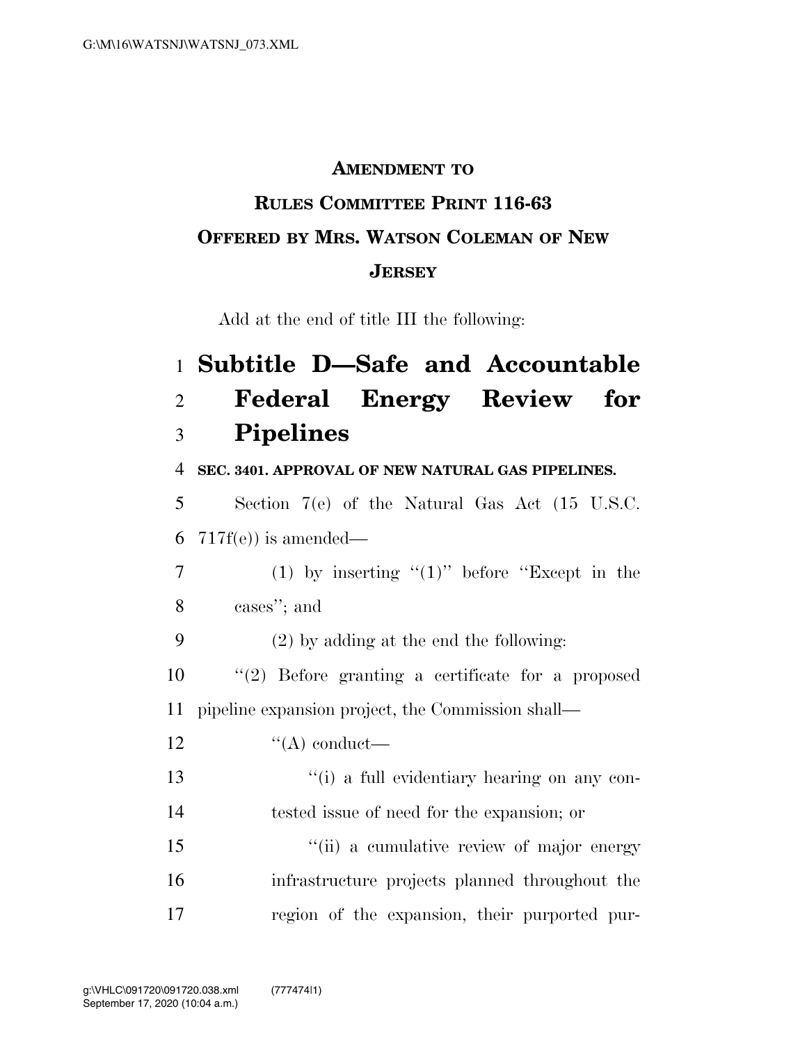**AMENDMENT TO**

**RULES COMMITTEE PRINT 116-63**

**OFFERED BY MRS. WATSON COLEMAN OF NEW JERSEY**

Add at the end of title III the following:

# Subtitle D—Safe and Accountable Federal Energy Review for Pipelines

**SEC. 3401. APPROVAL OF NEW NATURAL GAS PIPELINES.**

Section 7(e) of the Natural Gas Act (15 U.S.C. 717f(e)) is amended—

(1) by inserting ''(1)'' before ''Except in the cases''; and

(2) by adding at the end the following:

''(2) Before granting a certificate for a proposed pipeline expansion project, the Commission shall—

''(A) conduct—

''(i) a full evidentiary hearing on any contested issue of need for the expansion; or

''(ii) a cumulative review of major energy infrastructure projects planned throughout the region of the expansion, their purported pur-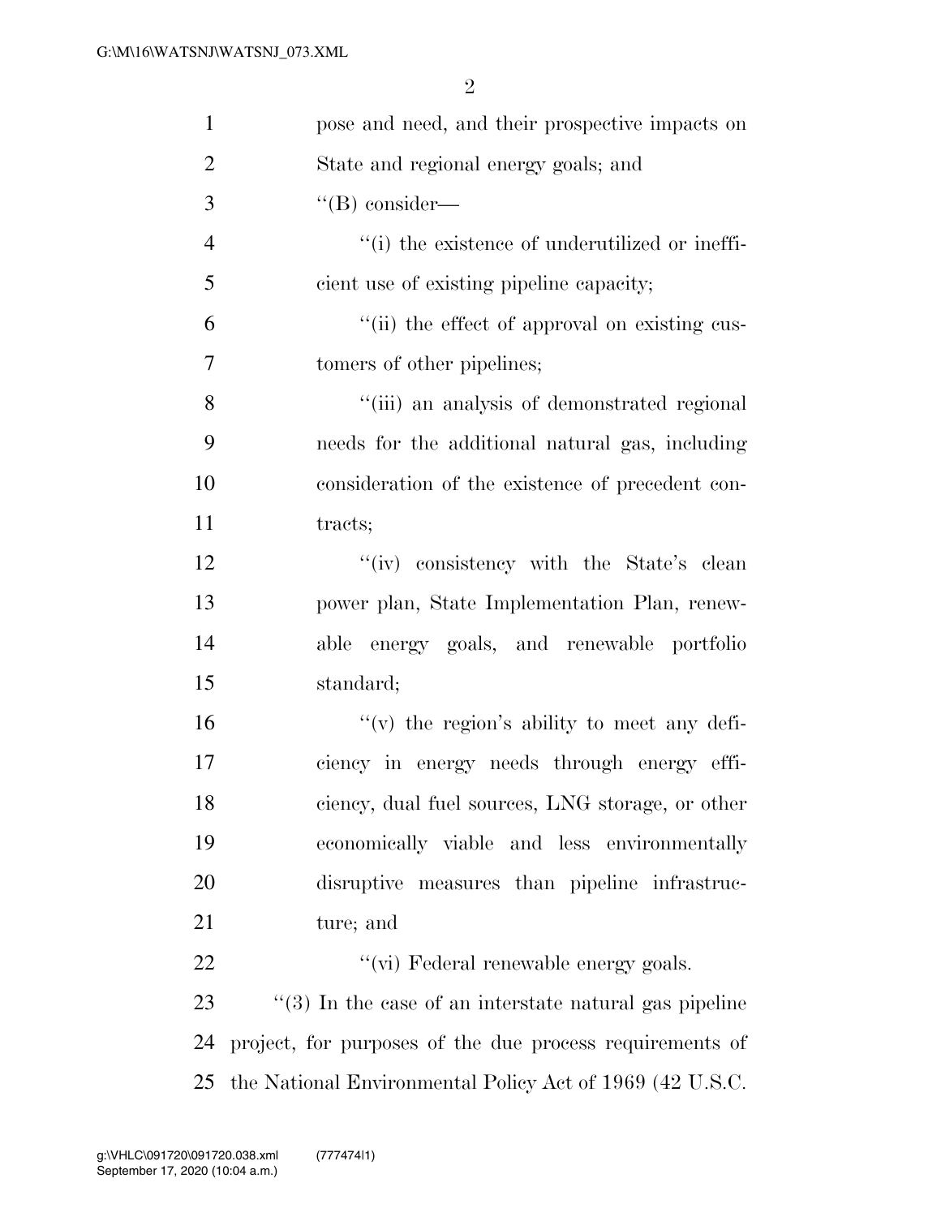pose and need, and their prospective impacts on State and regional energy goals; and

''(B) consider—

''(i) the existence of underutilized or inefficient use of existing pipeline capacity;

''(ii) the effect of approval on existing customers of other pipelines;

''(iii) an analysis of demonstrated regional needs for the additional natural gas, including consideration of the existence of precedent contracts;

''(iv) consistency with the State's clean power plan, State Implementation Plan, renewable energy goals, and renewable portfolio standard;

''(v) the region's ability to meet any deficiency in energy needs through energy efficiency, dual fuel sources, LNG storage, or other economically viable and less environmentally disruptive measures than pipeline infrastructure; and

''(vi) Federal renewable energy goals.

''(3) In the case of an interstate natural gas pipeline project, for purposes of the due process requirements of the National Environmental Policy Act of 1969 (42 U.S.C.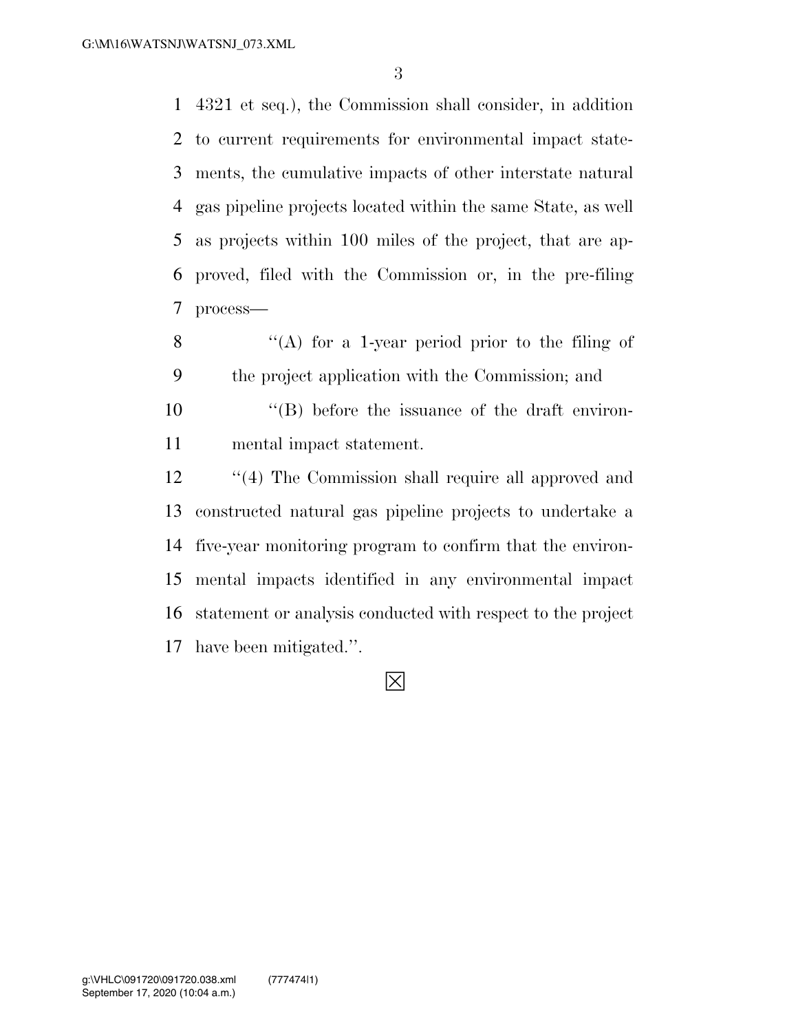4321 et seq.), the Commission shall consider, in addition to current requirements for environmental impact statements, the cumulative impacts of other interstate natural gas pipeline projects located within the same State, as well as projects within 100 miles of the project, that are approved, filed with the Commission or, in the pre-filing process—

"(A) for a 1-year period prior to the filing of the project application with the Commission; and

"(B) before the issuance of the draft environmental impact statement.

"(4) The Commission shall require all approved and constructed natural gas pipeline projects to undertake a five-year monitoring program to confirm that the environmental impacts identified in any environmental impact statement or analysis conducted with respect to the project have been mitigated.".